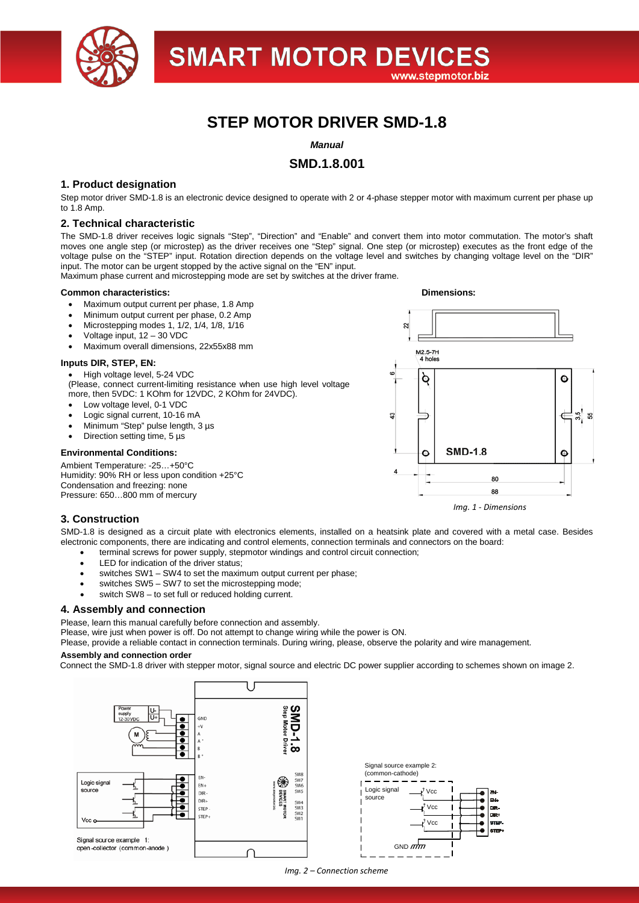# STEP MOTOR DRIVER SMD-1.8

***Manual***

**SMD.1.8.001**

## 1. Product designation

Step motor driver SMD-1.8 is an electronic device designed to operate with 2 or 4-phase stepper motor with maximum current per phase up to 1.8 Amp.

## 2. Technical characteristic

The SMD-1.8 driver receives logic signals "Step", "Direction" and "Enable" and convert them into motor commutation. The motor's shaft moves one angle step (or microstep) as the driver receives one "Step" signal. One step (or microstep) executes as the front edge of the voltage pulse on the "STEP" input. Rotation direction depends on the voltage level and switches by changing voltage level on the "DIR" input. The motor can be urgent stopped by the active signal on the "EN" input.
Maximum phase current and microstepping mode are set by switches at the driver frame.

**Common characteristics:**

- Maximum output current per phase, 1.8 Amp
- Minimum output current per phase, 0.2 Amp
- Microstepping modes 1, 1/2, 1/4, 1/8, 1/16
- Voltage input, 12 – 30 VDC
- Maximum overall dimensions, 22x55x88 mm

**Inputs DIR, STEP, EN:**

- High voltage level, 5-24 VDC

(Please, connect current-limiting resistance when use high level voltage more, then 5VDC: 1 KOhm for 12VDC, 2 KOhm for 24VDC).

- Low voltage level, 0-1 VDC
- Logic signal current, 10-16 mA
- Minimum "Step" pulse length, 3 µs
- Direction setting time, 5 µs

**Environmental Conditions:**

Ambient Temperature: -25…+50°C
Humidity: 90% RH or less upon condition +25°C
Condensation and freezing: none
Pressure: 650…800 mm of mercury

**Dimensions:**

22
M2.5-7H
4 holes
6
43
3.5
55
SMD-1.8
4
80
88

*Img. 1 - Dimensions*

## 3. Construction

SMD-1.8 is designed as a circuit plate with electronics elements, installed on a heatsink plate and covered with a metal case. Besides electronic components, there are indicating and control elements, connection terminals and connectors on the board:

- terminal screws for power supply, stepmotor windings and control circuit connection;
- LED for indication of the driver status;
- switches SW1 – SW4 to set the maximum output current per phase;
- switches SW5 – SW7 to set the microstepping mode;
- switch SW8 – to set full or reduced holding current.

## 4. Assembly and connection

Please, learn this manual carefully before connection and assembly.
Please, wire just when power is off. Do not attempt to change wiring while the power is ON.
Please, provide a reliable contact in connection terminals. During wiring, please, observe the polarity and wire management.

**Assembly and connection order**

Connect the SMD-1.8 driver with stepper motor, signal source and electric DC power supplier according to schemes shown on image 2.

Power supply 12-30VDC
U-
U+
M
GND
+V
A
A+
B
B+
SMD-1.8
Step Motor Driver
Logic signal source
Vcc
EN-
EN+
DIR-
DIR+
STEP-
STEP+
SW8
SW7
SW6
SW5
SW4
SW3
SW2
SW1
Signal source example 1:
open-collector (common-anode)

Signal source example 2:
(common-cathode)
Logic signal source
Vcc
Vcc
Vcc
GND
EN-
EN+
DIR-
DIR+
STEP-
STEP+

*Img. 2 – Connection scheme*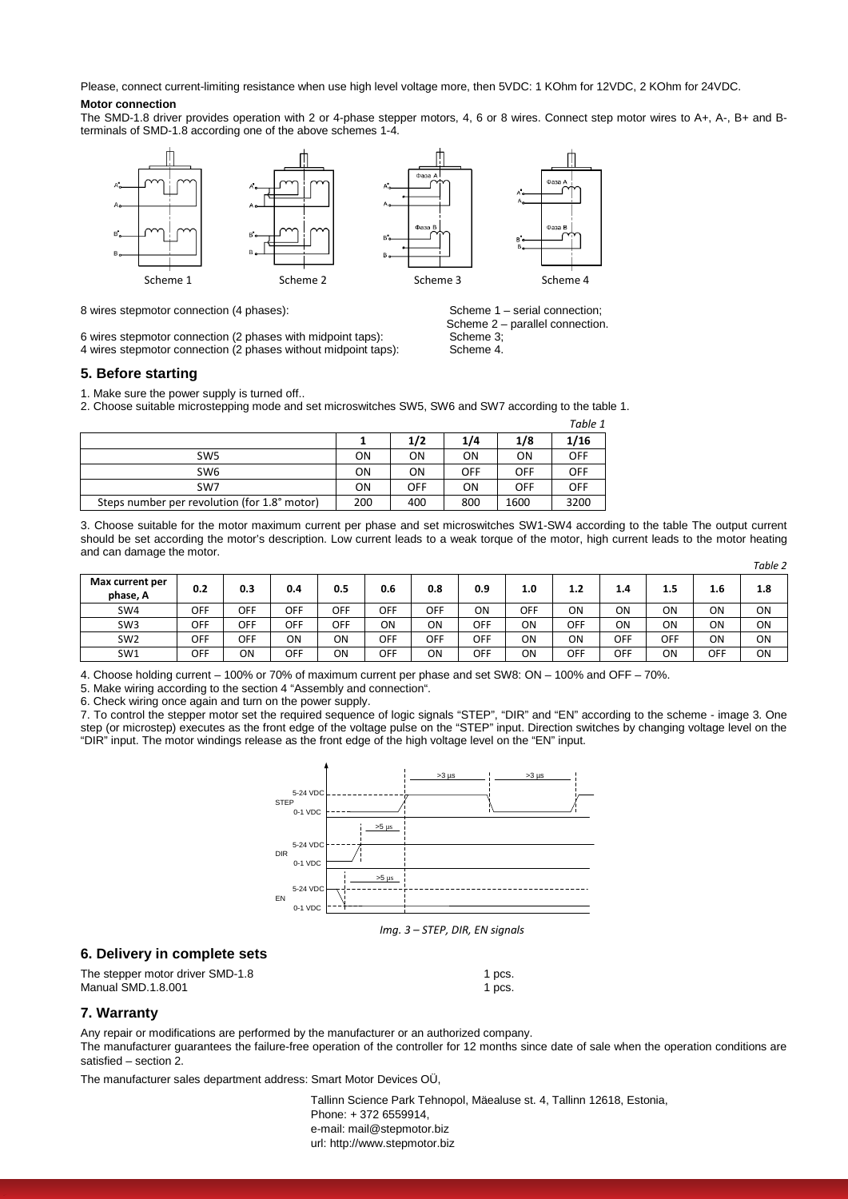Please, connect current-limiting resistance when use high level voltage more, then 5VDC: 1 KOhm for 12VDC, 2 KOhm for 24VDC.

**Motor connection**

The SMD-1.8 driver provides operation with 2 or 4-phase stepper motors, 4, 6 or 8 wires. Connect step motor wires to A+, A-, B+ and B- terminals of SMD-1.8 according one of the above schemes 1-4.

Scheme 1 Scheme 2 Scheme 3 Scheme 4

8 wires stepmotor connection (4 phases): Scheme 1 – serial connection; Scheme 2 – parallel connection.

6 wires stepmotor connection (2 phases with midpoint taps): Scheme 3;

4 wires stepmotor connection (2 phases without midpoint taps): Scheme 4.

## 5. Before starting

1. Make sure the power supply is turned off..
2. Choose suitable microstepping mode and set microswitches SW5, SW6 and SW7 according to the table 1.

*Table 1*

| | 1 | 1/2 | 1/4 | 1/8 | 1/16 |
|---|---|---|---|---|---|
| SW5 | ON | ON | ON | ON | OFF |
| SW6 | ON | ON | OFF | OFF | OFF |
| SW7 | ON | OFF | ON | OFF | OFF |
| Steps number per revolution (for 1.8° motor) | 200 | 400 | 800 | 1600 | 3200 |

3. Choose suitable for the motor maximum current per phase and set microswitches SW1-SW4 according to the table The output current should be set according the motor's description. Low current leads to a weak torque of the motor, high current leads to the motor heating and can damage the motor.

*Table 2*

| Max current per phase, A | 0.2 | 0.3 | 0.4 | 0.5 | 0.6 | 0.8 | 0.9 | 1.0 | 1.2 | 1.4 | 1.5 | 1.6 | 1.8 |
|---|---|---|---|---|---|---|---|---|---|---|---|---|---|
| SW4 | OFF | OFF | OFF | OFF | OFF | OFF | ON | OFF | ON | ON | ON | ON | ON |
| SW3 | OFF | OFF | OFF | OFF | ON | ON | OFF | ON | OFF | ON | ON | ON | ON |
| SW2 | OFF | OFF | ON | ON | OFF | OFF | OFF | ON | ON | OFF | OFF | ON | ON |
| SW1 | OFF | ON | OFF | ON | OFF | ON | OFF | ON | OFF | OFF | ON | OFF | ON |

4. Choose holding current – 100% or 70% of maximum current per phase and set SW8: ON – 100% and OFF – 70%.
5. Make wiring according to the section 4 "Assembly and connection".
6. Check wiring once again and turn on the power supply.
7. To control the stepper motor set the required sequence of logic signals "STEP", "DIR" and "EN" according to the scheme - image 3. One step (or microstep) executes as the front edge of the voltage pulse on the "STEP" input. Direction switches by changing voltage level on the "DIR" input. The motor windings release as the front edge of the high voltage level on the "EN" input.

STEP 5-24 VDC 0-1 VDC >3 µs >3 µs
DIR 5-24 VDC 0-1 VDC >5 µs
EN 5-24 VDC 0-1 VDC >5 µs

*Img. 3 – STEP, DIR, EN signals*

## 6. Delivery in complete sets

The stepper motor driver SMD-1.8 1 pcs.
Manual SMD.1.8.001 1 pcs.

## 7. Warranty

Any repair or modifications are performed by the manufacturer or an authorized company.

The manufacturer guarantees the failure-free operation of the controller for 12 months since date of sale when the operation conditions are satisfied – section 2.

The manufacturer sales department address: Smart Motor Devices OÜ,

Tallinn Science Park Tehnopol, Mäealuse st. 4, Tallinn 12618, Estonia,
Phone: + 372 6559914,
e-mail: mail@stepmotor.biz
url: http://www.stepmotor.biz